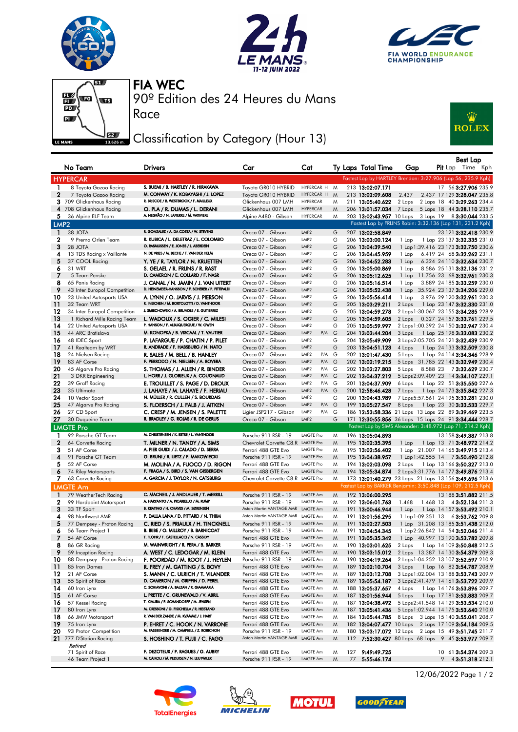# FIA WEC

90º Edition des 24 Heures du Mans

Race

## Classification by Category (Hour 13)

| No | Team | Drivers | Car | Cat | | Ty | Laps | Total Time | Gap | | Pit | Best Lap Lap | Time | Kph |
|---|---|---|---|---|---|---|---|---|---|---|---|---|---|---|
| **HYPERCAR** | | | | | | | | Fastest Lap by HARTLEY Brendon: 3:27.906 (Lap 56, 235.9 Kph) | | | | | | |
| 1 | 8 Toyota Gazoo Racing | S. BUEMI / B. HARTLEY / R. HIRAKAWA | Toyota GR010 HYBRID | HYPERCAR H | | M | 213 | 13:02:07.171 | | | 17 | 56 | 3:27.906 | 235.9 |
| 2 | 7 Toyota Gazoo Racing | M. CONWAY / K. KOBAYASHI / J. LOPEZ | Toyota GR010 HYBRID | HYPERCAR H | | M | 213 | 13:02:09.608 | 2.437 | 2.437 | 17 | 129 | 3:28.047 | 235.8 |
| 3 | 709 Glickenhaus Racing | R. BRISCOE / R. WESTBROOK / F. MAILLEUX | Glickenhaus 007 LMH | HYPERCAR | | M | 211 | 13:05:40.622 | 2 Laps | 2 Laps | 18 | 40 | 3:29.263 | 234.4 |
| 4 | 708 Glickenhaus Racing | O. PLA / R. DUMAS / L. DERANI | Glickenhaus 007 LMH | HYPERCAR | | M | 206 | 13:01:57.034 | 7 Laps | 5 Laps | 18 | 44 | 3:28.110 | 235.7 |
| 5 | 36 Alpine ELF Team | A. NEGRÃO / N. LAPIERRE / M. VAXIVIERE | Alpine A480 - Gibson | HYPERCAR | | M | 203 | 13:02:43.957 | 10 Laps | 3 Laps | 19 | 8 | 3:30.044 | 233.5 |
| **LMP2** | | | | | | | | Fastest Lap by FRIJNS Robin: 3:32.136 (Lap 131, 231.2 Kph) | | | | | | |
| 1 | 38 JOTA | R. GONZALEZ / A. DA COSTA / W. STEVENS | Oreca 07 - Gibson | LMP2 | | G | 207 | 13:02:58.849 | | | 23 | 121 | 3:32.418 | 230.9 |
| 2 | 9 Prema Orlen Team | R. KUBICA / L. DELETRAZ / L. COLOMBO | Oreca 07 - Gibson | LMP2 | | G | 206 | 13:03:00.124 | 1 Lap | 1 Lap | 23 | 137 | 3:32.335 | 231.0 |
| 3 | 28 JOTA | O. RASMUSSEN / E. JONES / J. ABERDEIN | Oreca 07 - Gibson | LMP2 | | G | 206 | 13:04:39.540 | 1 Lap | 1 Lap | 23 | 173 | 3:32.750 | 230.6 |
| 4 | 13 TDS Racing x Vaillante | N. DE VRIES / M. BECHE / T. VAN DER HELM | Oreca 07 - Gibson | LMP2 | | G | 206 | 13:04:45.959 | 1 Lap | 6.419 | 24 | 68 | 3:32.262 | 231.1 |
| 5 | 37 COOL Racing | Y. YE / R. TAYLOR / N. KRUETTEN | Oreca 07 - Gibson | LMP2 | | G | 206 | 13:04:52.283 | 1 Lap | 6.324 | 24 | 110 | 3:32.634 | 230.7 |
| 6 | 31 WRT | S. GELAEL / R. FRIJNS / R. RAST | Oreca 07 - Gibson | LMP2 | | G | 206 | 13:05:00.869 | 1 Lap | 8.586 | 25 | 131 | 3:32.136 | 231.2 |
| 7 | 5 Team Penske | D. CAMERON / E. COLLARD / F. NASR | Oreca 07 - Gibson | LMP2 | | G | 206 | 13:05:12.625 | 1 Lap | 11.756 | 23 | 68 | 3:32.961 | 230.3 |
| 8 | 65 Panis Racing | J. CANAL / N. JAMIN / J. VAN UITERT | Oreca 07 - Gibson | LMP2 | | G | 206 | 13:05:16.514 | 1 Lap | 3.889 | 24 | 185 | 3:33.259 | 230.0 |
| 9 | 43 Inter Europol Competition | D. HEINEMEIER-HANSSON / F. SCHERER / P. FITTIPALDI | Oreca 07 - Gibson | LMP2 | | G | 206 | 13:05:52.438 | 1 Lap | 35.924 | 23 | 137 | 3:34.206 | 229.0 |
| 10 | 23 United Autosports USA | A. LYNN / O. JARVIS / J. PIERSON | Oreca 07 - Gibson | LMP2 | | G | 206 | 13:05:56.414 | 1 Lap | 3.976 | 29 | 120 | 3:32.961 | 230.3 |
| 11 | 32 Team WRT | R. INEICHEN / M. BORTOLOTTI / D. VANTHOOR | Oreca 07 - Gibson | LMP2 | | G | 205 | 13:03:29.211 | 2 Laps | 1 Lap | 23 | 147 | 3:32.330 | 231.0 |
| 12 | 34 Inter Europol Competition | J. SMIECHOWSKI / A. BRUNDLE / E. GUTIERREZ | Oreca 07 - Gibson | LMP2 | | G | 205 | 13:04:59.278 | 2 Laps | 1:30.067 | 23 | 155 | 3:34.285 | 228.9 |
| 13 | 1 Richard Mille Racing Team | L. WADOUX / S. OGIER / C. MILESI | Oreca 07 - Gibson | LMP2 | | G | 205 | 13:04:59.605 | 2 Laps | 0.327 | 24 | 157 | 3:33.761 | 229.5 |
| 14 | 22 United Autosports USA | P. HANSON / F. ALBUQUERQUE / W. OWEN | Oreca 07 - Gibson | LMP2 | | G | 205 | 13:05:59.997 | 2 Laps | 1:00.392 | 24 | 150 | 3:32.947 | 230.4 |
| 15 | 44 ARC Bratislava | M. KONOPKA / B. VISCAAL / T. VAUTIER | Oreca 07 - Gibson | LMP2 | P/A | G | 204 | 13:03:44.204 | 3 Laps | 1 Lap | 25 | 198 | 3:33.083 | 230.2 |
| 16 | 48 IDEC Sport | P. LAFARGUE / P. CHATIN / P. PILET | Oreca 07 - Gibson | LMP2 | | G | 204 | 13:05:49.909 | 3 Laps | 2:05.705 | 24 | 121 | 3:32.439 | 230.9 |
| 17 | 41 Realteam by WRT | R. ANDRADE / F. HABSBURG / N. NATO | Oreca 07 - Gibson | LMP2 | | G | 203 | 13:04:51.123 | 4 Laps | 1 Lap | 24 | 133 | 3:32.509 | 230.8 |
| 18 | 24 Nielsen Racing | R. SALES / M. BELL / B. HANLEY | Oreca 07 - Gibson | LMP2 | P/A | G | 202 | 13:01:47.430 | 5 Laps | 1 Lap | 24 | 114 | 3:34.346 | 228.9 |
| 19 | 83 AF Corse | F. PERRODO / N. NIELSEN / A. ROVERA | Oreca 07 - Gibson | LMP2 | P/A | G | 202 | 13:02:19.215 | 5 Laps | 31.785 | 22 | 143 | 3:32.949 | 230.4 |
| 20 | 45 Algarve Pro Racing | S. THOMAS / J. ALLEN / R. BINDER | Oreca 07 - Gibson | LMP2 | P/A | G | 202 | 13:02:27.803 | 5 Laps | 8.588 | 23 | 7 | 3:32.629 | 230.7 |
| 21 | 3 DKR Engineering | L. HORR / J. GLORIEUX / A. COUGNAUD | Oreca 07 - Gibson | LMP2 | P/A | G | 202 | 13:04:37.212 | 5 Laps | 2:09.409 | 23 | 14 | 3:34.107 | 229.1 |
| 22 | 39 Graff Racing | E. TROUILLET / S. PAGE / D. DROUX | Oreca 07 - Gibson | LMP2 | P/A | G | 201 | 13:04:37.909 | 6 Laps | 1 Lap | 22 | 51 | 3:35.550 | 227.6 |
| 23 | 35 Ultimate | J. LAHAYE / M. LAHAYE / F. HERIAU | Oreca 07 - Gibson | LMP2 | P/A | G | 200 | 12:58:46.428 | 7 Laps | 1 Lap | 24 | 173 | 3:35.842 | 227.3 |
| 24 | 10 Vector Sport | N. MÜLLER / R. CULLEN / S. BOURDAIS | Oreca 07 - Gibson | LMP2 | | G | 200 | 13:04:43.989 | 7 Laps | 5:57.561 | 24 | 195 | 3:33.281 | 230.0 |
| 25 | 47 Algarve Pro Racing | S. FLOERSCH / J. FALB / J. AITKEN | Oreca 07 - Gibson | LMP2 | P/A | G | 199 | 13:05:27.547 | 8 Laps | 1 Lap | 23 | 30 | 3:33.533 | 229.7 |
| 26 | 27 CD Sport | C. CRESP / M. JENSEN / S. PALETTE | Ligier JSP217 - Gibson | LMP2 | P/A | G | 186 | 12:53:58.336 | 21 Laps | 13 Laps | 22 | 89 | 3:39.469 | 223.5 |
| 27 | 30 Duqueine Team | R. BRADLEY / G. ROJAS / R. DE GERUS | Oreca 07 - Gibson | LMP2 | | G | 171 | 12:30:55.856 | 36 Laps | 15 Laps | 24 | 91 | 3:34.444 | 228.7 |
| **LMGTE Pro** | | | | | | | | Fastest Lap by SIMS Alexander: 3:48.972 (Lap 71, 214.2 Kph) | | | | | | |
| 1 | 92 Porsche GT Team | M. CHRISTENSEN / K. ESTRE / L. VANTHOOR | Porsche 911 RSR - 19 | LMGTE Pro | | M | 196 | 13:05:04.893 | | | 13 | 158 | 3:49.387 | 213.8 |
| 2 | 64 Corvette Racing | T. MILNER / N. TANDY / A. SIMS | Chevrolet Corvette C8.R | LMGTE Pro | | M | 195 | 13:02:35.395 | 1 Lap | 1 Lap | 13 | 71 | 3:48.972 | 214.2 |
| 3 | 51 AF Corse | A. PIER GUIDI / J. CALADO / D. SERRA | Ferrari 488 GTE Evo | LMGTE Pro | | M | 195 | 13:02:56.402 | 1 Lap | 21.007 | 14 | 165 | 3:49.915 | 213.4 |
| 4 | 91 Porsche GT Team | G. BRUNI / R. LIETZ / F. MAKOWIECKI | Porsche 911 RSR - 19 | LMGTE Pro | | M | 195 | 13:04:38.957 | 1 Lap | 1:42.555 | 14 | 7 | 3:50.490 | 212.8 |
| 5 | 52 AF Corse | M. MOLINA / A. FUOCO / D. RIGON | Ferrari 488 GTE Evo | LMGTE Pro | | M | 194 | 13:02:03.098 | 2 Laps | 1 Lap | 13 | 166 | 3:50.327 | 213.0 |
| 6 | 74 Riley Motorsports | F. FRAGA / S. BIRD / S. VAN GISBERGEN | Ferrari 488 GTE Evo | LMGTE Pro | | M | 194 | 13:05:34.874 | 2 Laps | 3:31.776 | 14 | 177 | 3:49.876 | 213.4 |
| 7 | 63 Corvette Racing | A. GARCIA / J. TAYLOR / N. CATSBURG | Chevrolet Corvette C8.R | LMGTE Pro | | M | 173 | 13:01:40.279 | 23 Laps | 21 Laps | 13 | 156 | 3:49.696 | 213.6 |
| **LMGTE Am** | | | | | | | | Fastest Lap by BARKER Benjamin: 3:50.848 (Lap 109, 212.5 Kph) | | | | | | |
| 1 | 79 WeatherTech Racing | C. MACNEIL / J. ANDLAUER / T. MERRILL | Porsche 911 RSR - 19 | LMGTE Am | | M | 192 | 13:06:00.295 | | | 13 | 188 | 3:51.882 | 211.5 |
| 2 | 99 Hardpoint Motorsport | A. HARYANTO / A. PICARIELLO / M. RUMP | Porsche 911 RSR - 19 | LMGTE Am | | M | 192 | 13:06:01.763 | 1.468 | 1.468 | 13 | 4 | 3:52.134 | 211.3 |
| 3 | 33 TF Sport | B. KEATING / H. CHAVES / M. SØRENSEN | Aston Martin VANTAGE AMR | LMGTE Am | | M | 191 | 13:00:46.944 | 1 Lap | 1 Lap | 14 | 157 | 3:53.492 | 210.1 |
| 4 | 98 Northwest AMR | P. DALLA LANA / D. PITTARD / N. THIIM | Aston Martin VANTAGE AMR | LMGTE Am | | M | 191 | 13:01:56.295 | 1 Lap | 1:09.351 | 13 | 6 | 3:53.762 | 209.8 |
| 5 | 77 Dempsey - Proton Racing | C. RIED / S. PRIAULX / H. TINCKNELL | Porsche 911 RSR - 19 | LMGTE Am | | M | 191 | 13:02:27.503 | 1 Lap | 31.208 | 13 | 185 | 3:51.438 | 212.0 |
| 6 | 56 Team Project 1 | B. IRIBE / O. MILLROY / B. BARNICOAT | Porsche 911 RSR - 19 | LMGTE Am | | M | 191 | 13:04:54.345 | 1 Lap | 2:26.842 | 14 | 54 | 3:52.046 | 211.4 |
| 7 | 54 AF Corse | T. FLOHR / F. CASTELLACCI / N. CASSIDY | Ferrari 488 GTE Evo | LMGTE Am | | M | 191 | 13:05:35.342 | 1 Lap | 40.997 | 13 | 190 | 3:53.782 | 209.8 |
| 8 | 86 GR Racing | M. WAINWRIGHT / R. PERA / B. BARKER | Porsche 911 RSR - 19 | LMGTE Am | | M | 190 | 13:03:01.625 | 2 Laps | 1 Lap | 14 | 109 | 3:50.848 | 212.5 |
| 9 | 59 Inception Racing | A. WEST / C. LEDOGAR / M. KLEIN | Ferrari 488 GTE Evo | LMGTE Am | | M | 190 | 13:03:15.012 | 2 Laps | 13.387 | 14 | 130 | 3:54.379 | 209.3 |
| 10 | 88 Dempsey - Proton Racing | F. POORDAD / M. ROOT / J. HEYLEN | Porsche 911 RSR - 19 | LMGTE Am | | M | 190 | 13:04:19.264 | 2 Laps | 1:04.252 | 13 | 107 | 3:52.597 | 210.9 |
| 11 | 85 Iron Dames | R. FREY / M. GATTING / S. BOVY | Ferrari 488 GTE Evo | LMGTE Am | | M | 189 | 13:02:10.704 | 3 Laps | 1 Lap | 16 | 82 | 3:54.787 | 208.9 |
| 12 | 21 AF Corse | S. MANN / C. ULRICH / T. VILANDER | Ferrari 488 GTE Evo | LMGTE Am | | M | 189 | 13:03:12.708 | 3 Laps | 1:02.004 | 13 | 188 | 3:53.743 | 209.9 |
| 13 | 55 Spirit of Race | D. CAMERON / M. GRIFFIN / D. PEREL | Ferrari 488 GTE Evo | LMGTE Am | | M | 189 | 13:05:54.187 | 3 Laps | 2:41.479 | 14 | 161 | 3:53.722 | 209.9 |
| 14 | 60 Iron Lynx | C. SCHIAVONI / A. BALZAN / R. GIAMMARIA | Ferrari 488 GTE Evo | LMGTE Am | | M | 188 | 13:05:37.657 | 4 Laps | 1 Lap | 14 | 176 | 3:53.896 | 209.7 |
| 15 | 61 AF Corse | L. PRETTE / C. GRUNEWALD / V. ABRIL | Ferrari 488 GTE Evo | LMGTE Am | | M | 187 | 13:01:56.944 | 5 Laps | 1 Lap | 17 | 181 | 3:53.883 | 209.7 |
| 16 | 57 Kessel Racing | T. KIMURA / F. SCHANDORFF / M. JENSEN | Ferrari 488 GTE Evo | LMGTE Am | | M | 187 | 13:04:38.492 | 5 Laps | 2:41.548 | 14 | 129 | 3:53.534 | 210.0 |
| 17 | 80 Iron Lynx | M. CRESSONI / G. FISICHELLA / R. HEISTAND | Ferrari 488 GTE Evo | LMGTE Am | | M | 187 | 13:05:41.436 | 5 Laps | 1:02.944 | 14 | 175 | 3:53.640 | 210.0 |
| 18 | 66 JMW Motorsport | R. VAN DER ZANDE / M. KVAMME / J. HART | Ferrari 488 GTE Evo | LMGTE Am | | M | 184 | 13:05:44.785 | 8 Laps | 3 Laps | 15 | 140 | 3:55.041 | 208.7 |
| 19 | 75 Iron Lynx | P. EHRET / C. HOOK / N. VARRONE | Ferrari 488 GTE Evo | LMGTE Am | | M | 182 | 13:04:07.477 | 10 Laps | 2 Laps | 17 | 109 | 3:54.184 | 209.5 |
| 20 | 93 Proton Competition | M. FASSBENDER / M. CAMPBELL / Z. ROBICHON | Porsche 911 RSR - 19 | LMGTE Am | | M | 180 | 13:03:17.072 | 12 Laps | 2 Laps | 15 | 49 | 3:51.745 | 211.7 |
| 21 | 777 D'Station Racing | S. HOSHINO / T. FUJII / C. FAGG | Aston Martin VANTAGE AMR | LMGTE Am | | M | 112 | 7:52:30.427 | 80 Laps | 68 Laps | 9 | 45 | 3:53.977 | 209.7 |
| *Retired* | | | | | | | | | | | | | | |
| | 71 Spirit of Race | F. DEZOTEUX / P. RAGUES / G. AUBRY | Ferrari 488 GTE Evo | LMGTE Am | | M | 127 | 9:49:49.725 | | | 10 | 61 | 3:54.374 | 209.3 |
| | 46 Team Project 1 | M. CAIROLI / M. PEDERSEN / N. LEUTWILER | Porsche 911 RSR - 19 | LMGTE Am | | M | 77 | 5:55:46.174 | | | 9 | 4 | 3:51.318 | 212.1 |

12/06/2022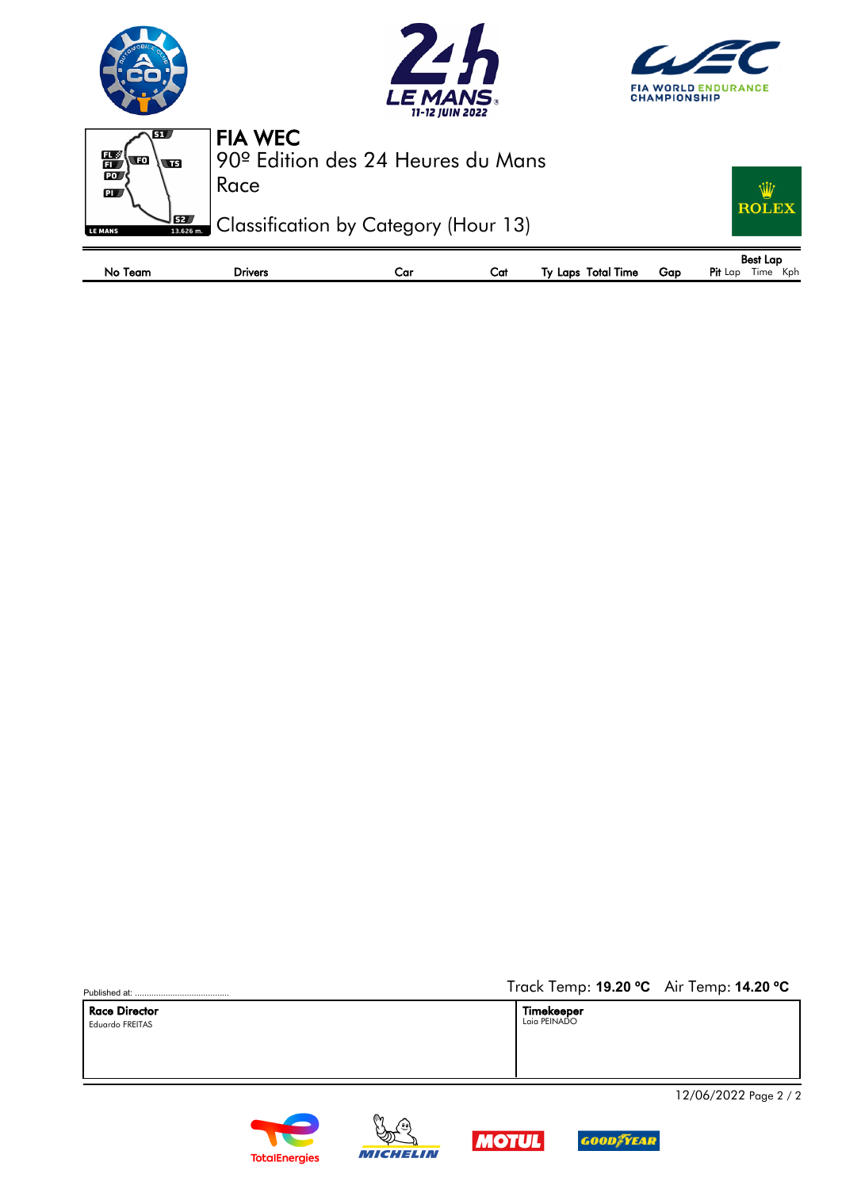# FIA WEC

90º Edition des 24 Heures du Mans

Race

Classification by Category (Hour 13)

| No | Team | Drivers | Car | Cat | Ty | Laps | Total Time | Gap | Pit | Best Lap Lap | Time | Kph |
|---|---|---|---|---|---|---|---|---|---|---|---|---|

Published at: ........................................

Track Temp: **19.20 ºC** Air Temp: **14.20 ºC**

| **Race Director** | **Timekeeper** |
|---|---|
| Eduardo FREITAS | Laia PEINADO |

12/06/2022